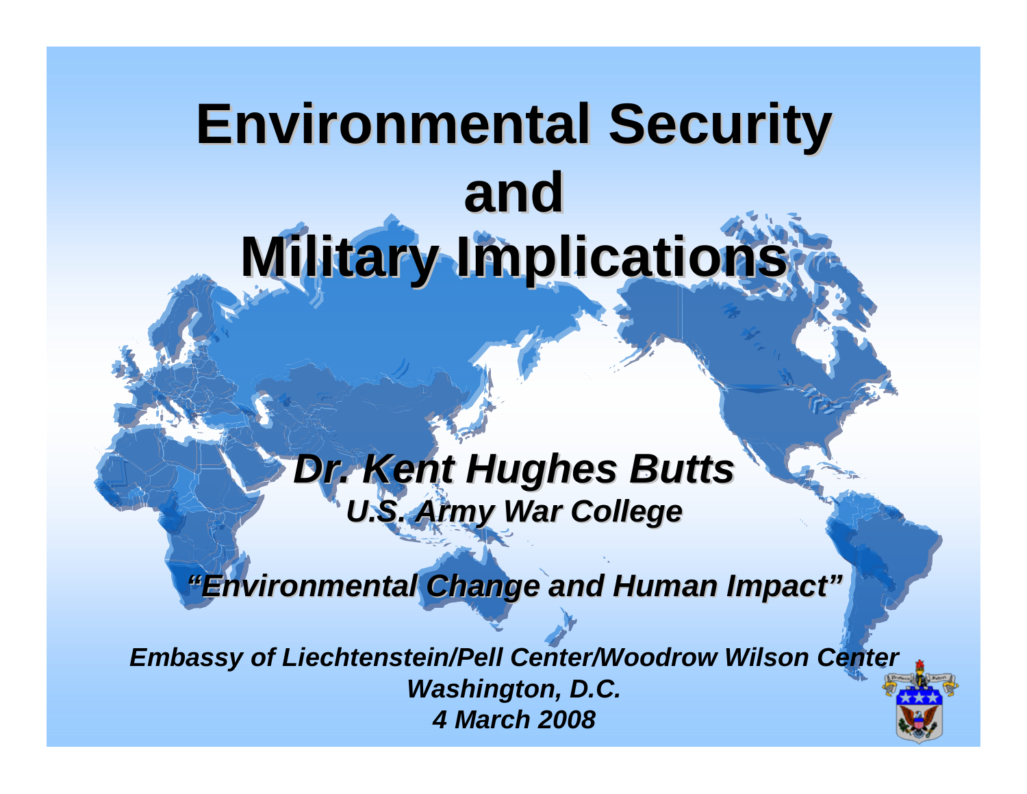# Environmental Security and Military Implications

***Dr. Kent Hughes Butts***

***U.S. Army War College***

***"Environmental Change and Human Impact"***

***Embassy of Liechtenstein/Pell Center/Woodrow Wilson Center***
***Washington, D.C.***
***4 March 2008***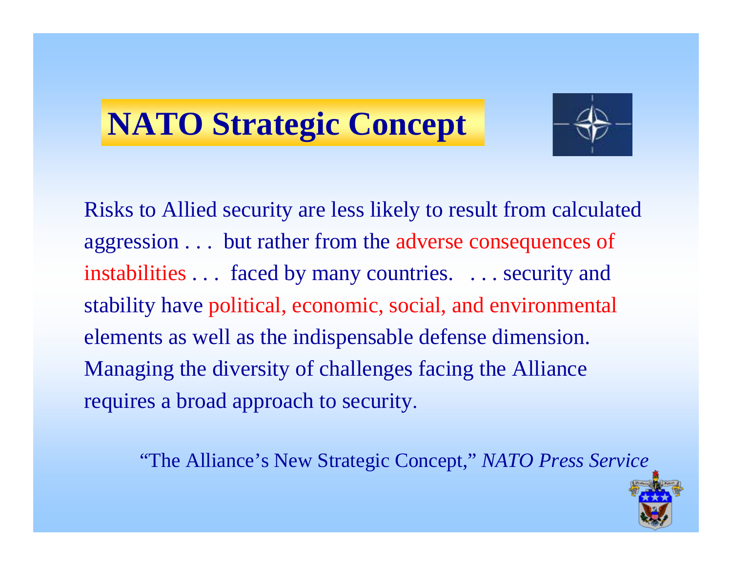# NATO Strategic Concept

Risks to Allied security are less likely to result from calculated aggression . . . but rather from the adverse consequences of instabilities . . . faced by many countries. . . . security and stability have political, economic, social, and environmental elements as well as the indispensable defense dimension. Managing the diversity of challenges facing the Alliance requires a broad approach to security.

"The Alliance's New Strategic Concept," *NATO Press Service*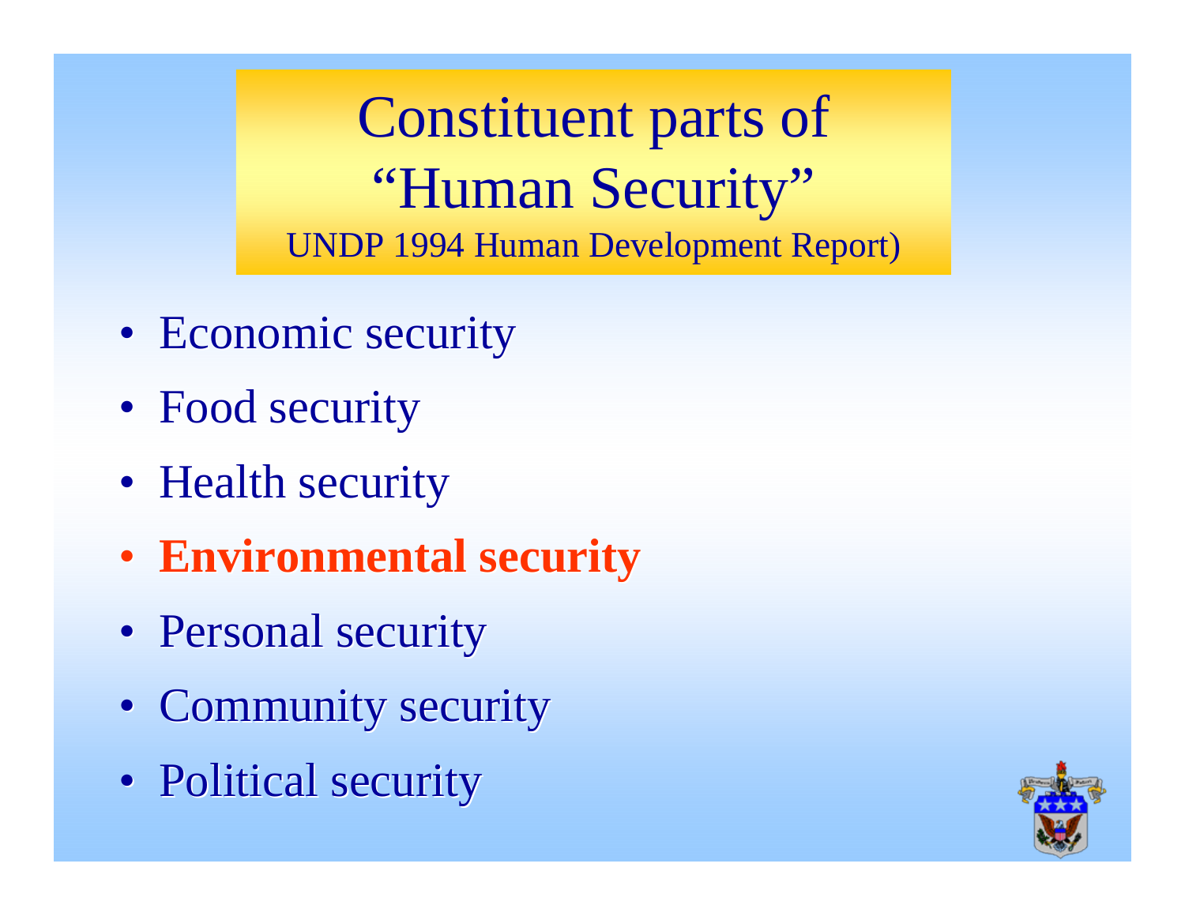# Constituent parts of "Human Security"

UNDP 1994 Human Development Report)

- Economic security
- Food security
- Health security
- **Environmental security**
- Personal security
- Community security
- Political security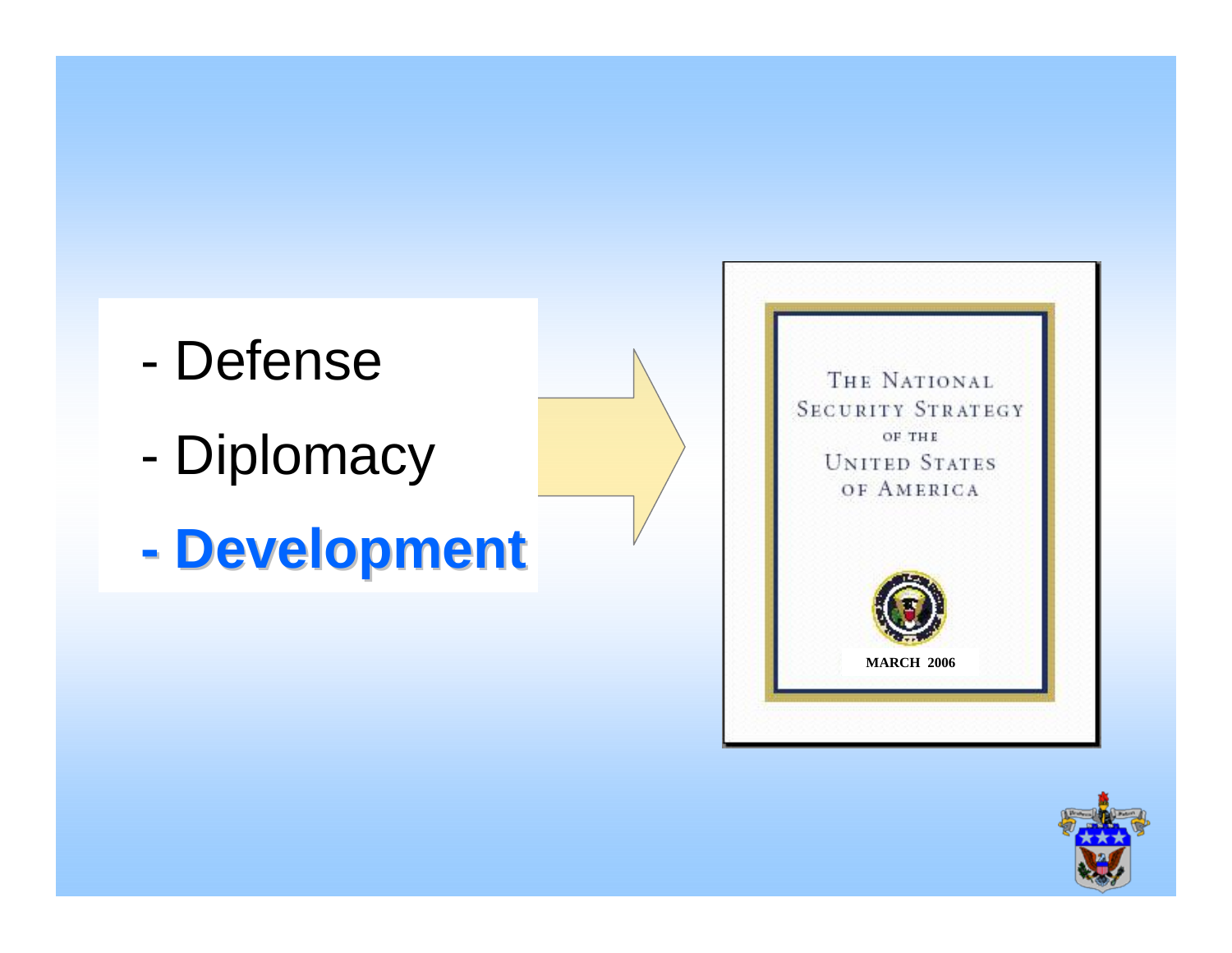- Defense
- Diplomacy
- **Development**

THE NATIONAL SECURITY STRATEGY OF THE UNITED STATES OF AMERICA

MARCH 2006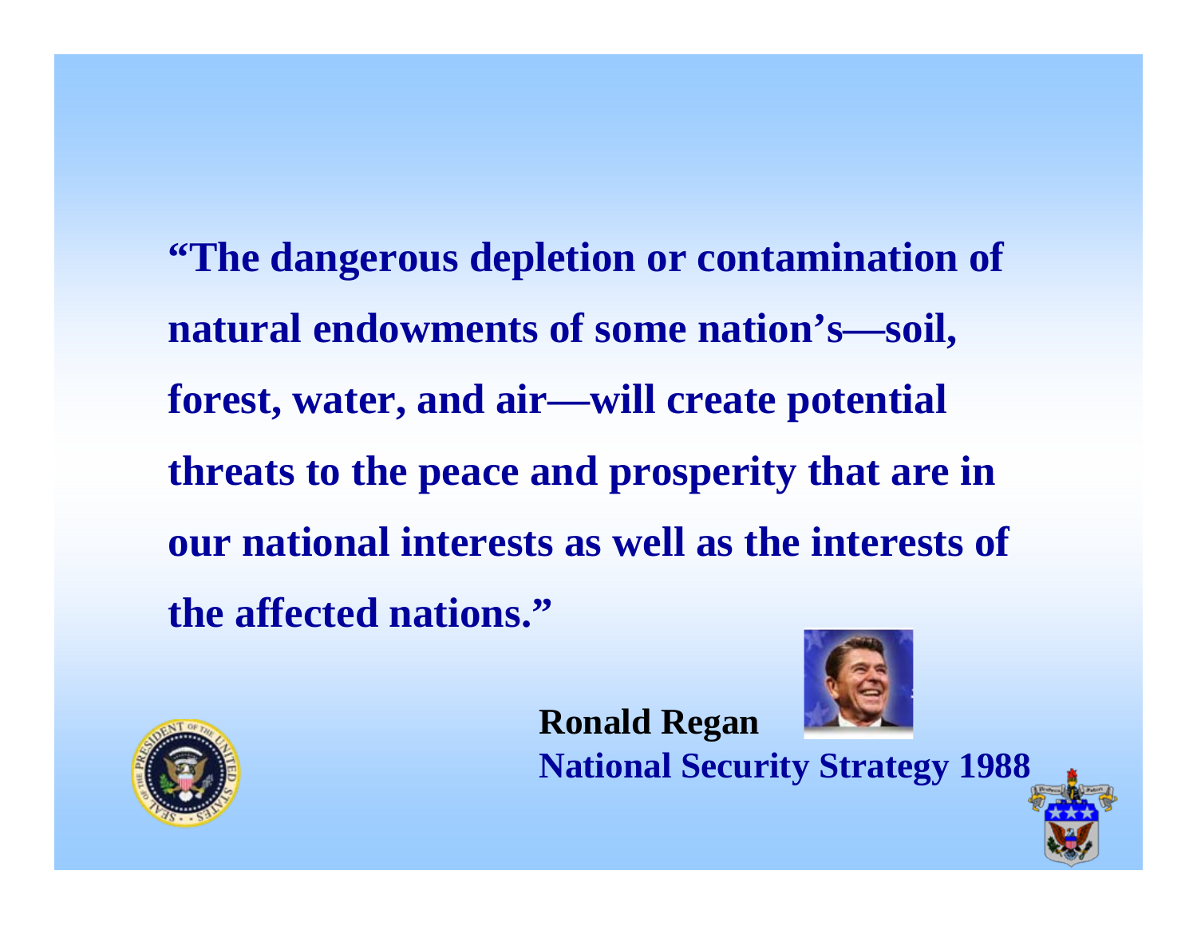**"The dangerous depletion or contamination of natural endowments of some nation's—soil, forest, water, and air—will create potential threats to the peace and prosperity that are in our national interests as well as the interests of the affected nations."**

**Ronald Regan**
**National Security Strategy 1988**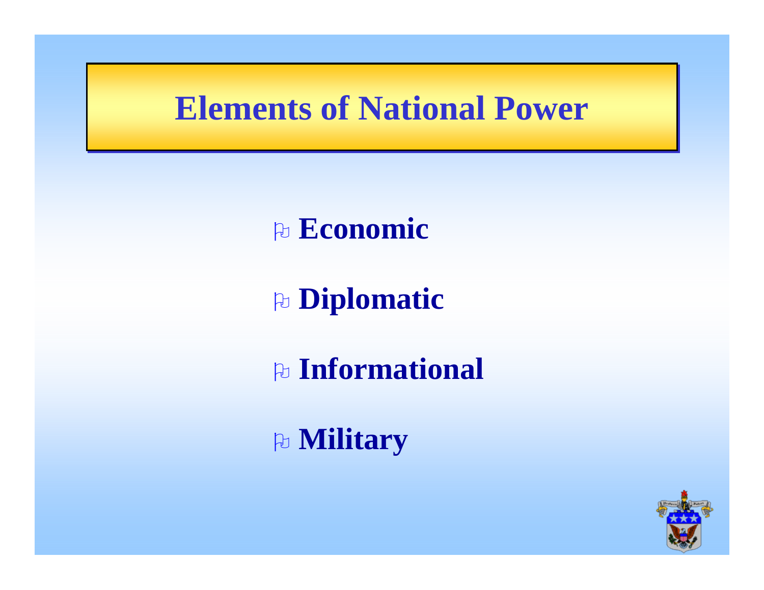# Elements of National Power

- **Economic**
- **Diplomatic**
- **Informational**
- **Military**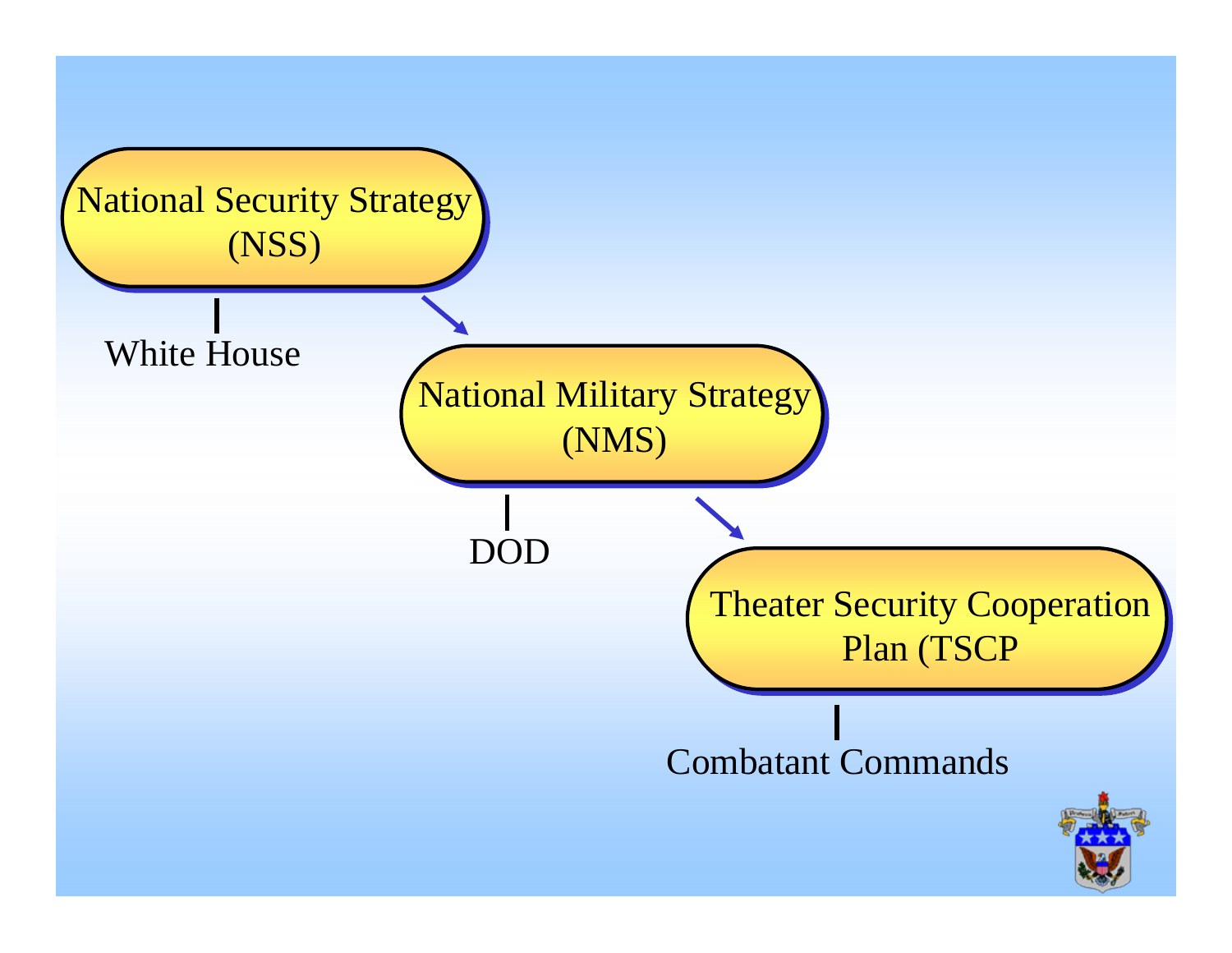National Security Strategy (NSS)

White House

National Military Strategy (NMS)

DOD

Theater Security Cooperation Plan (TSCP

Combatant Commands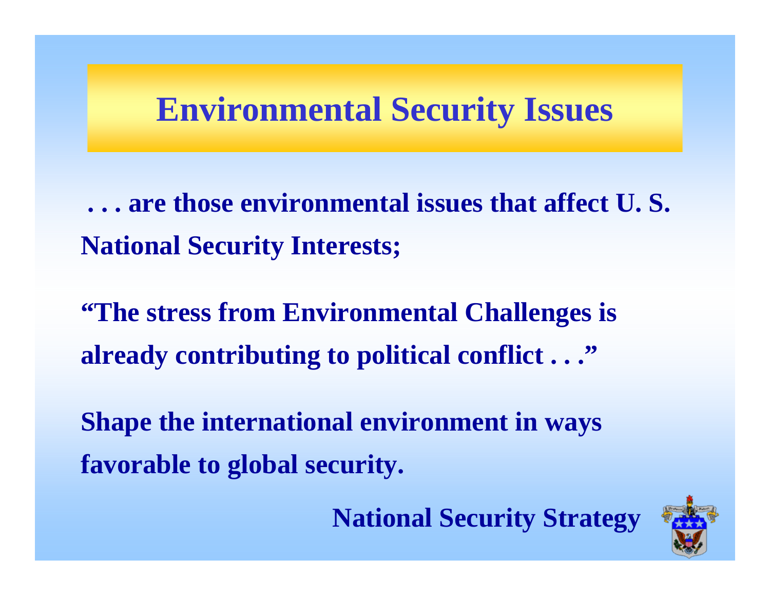# Environmental Security Issues

**. . . are those environmental issues that affect U. S. National Security Interests;**

**"The stress from Environmental Challenges is already contributing to political conflict . . ."**

**Shape the international environment in ways favorable to global security.**

**National Security Strategy**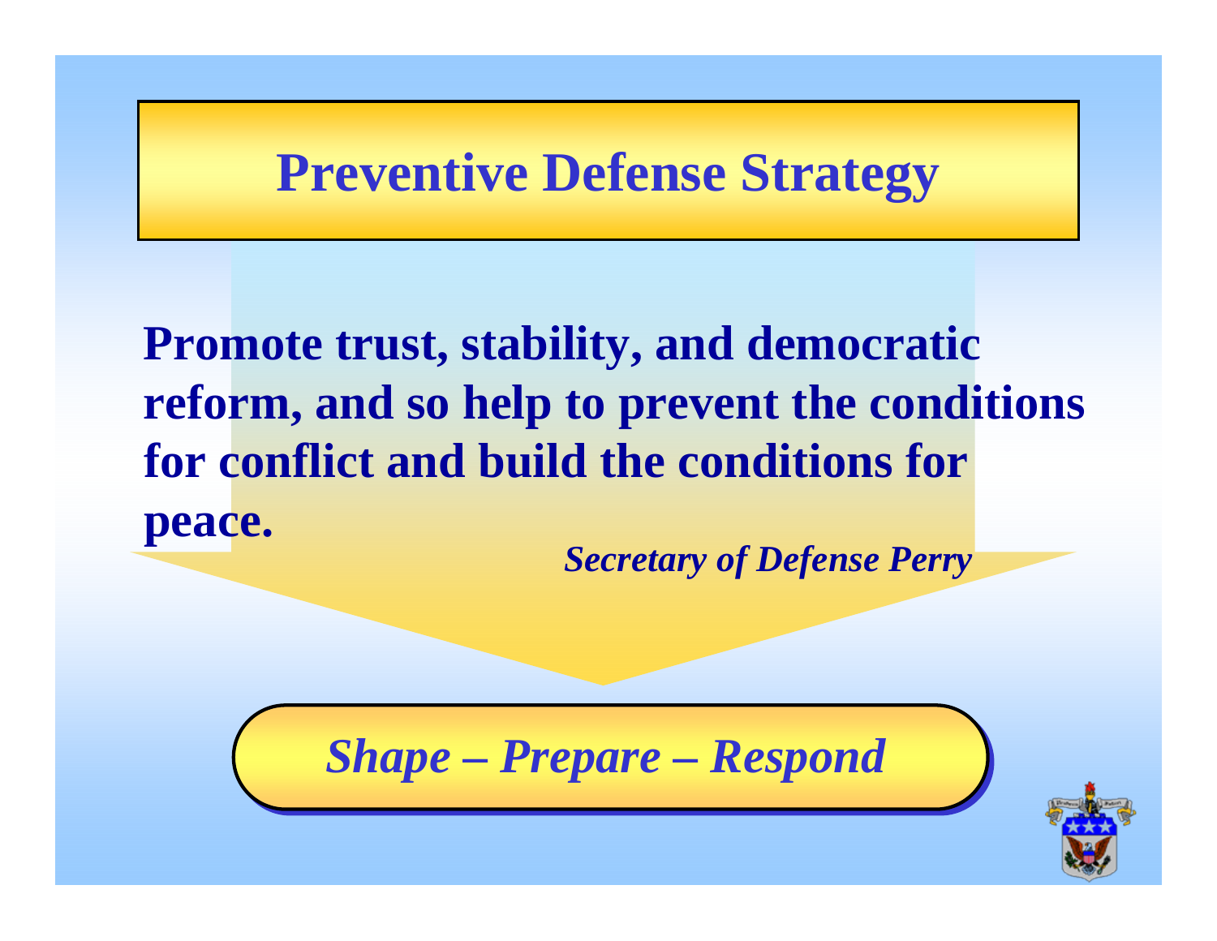# Preventive Defense Strategy

**Promote trust, stability, and democratic reform, and so help to prevent the conditions for conflict and build the conditions for peace.**

***Secretary of Defense Perry***

***Shape – Prepare – Respond***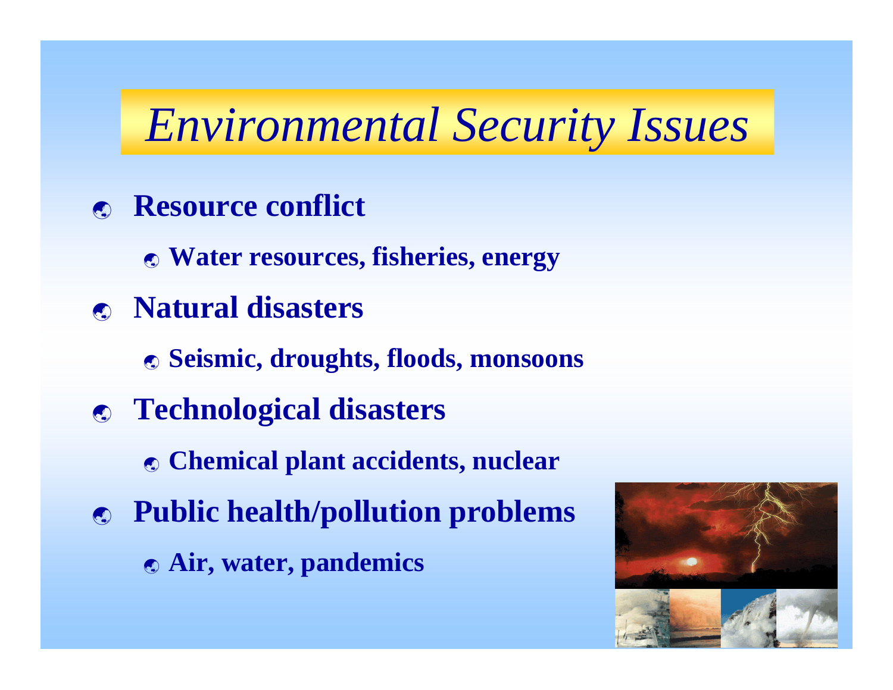# *Environmental Security Issues*

- **Resource conflict**
  - **Water resources, fisheries, energy**
- **Natural disasters**
  - **Seismic, droughts, floods, monsoons**
- **Technological disasters**
  - **Chemical plant accidents, nuclear**
- **Public health/pollution problems**
  - **Air, water, pandemics**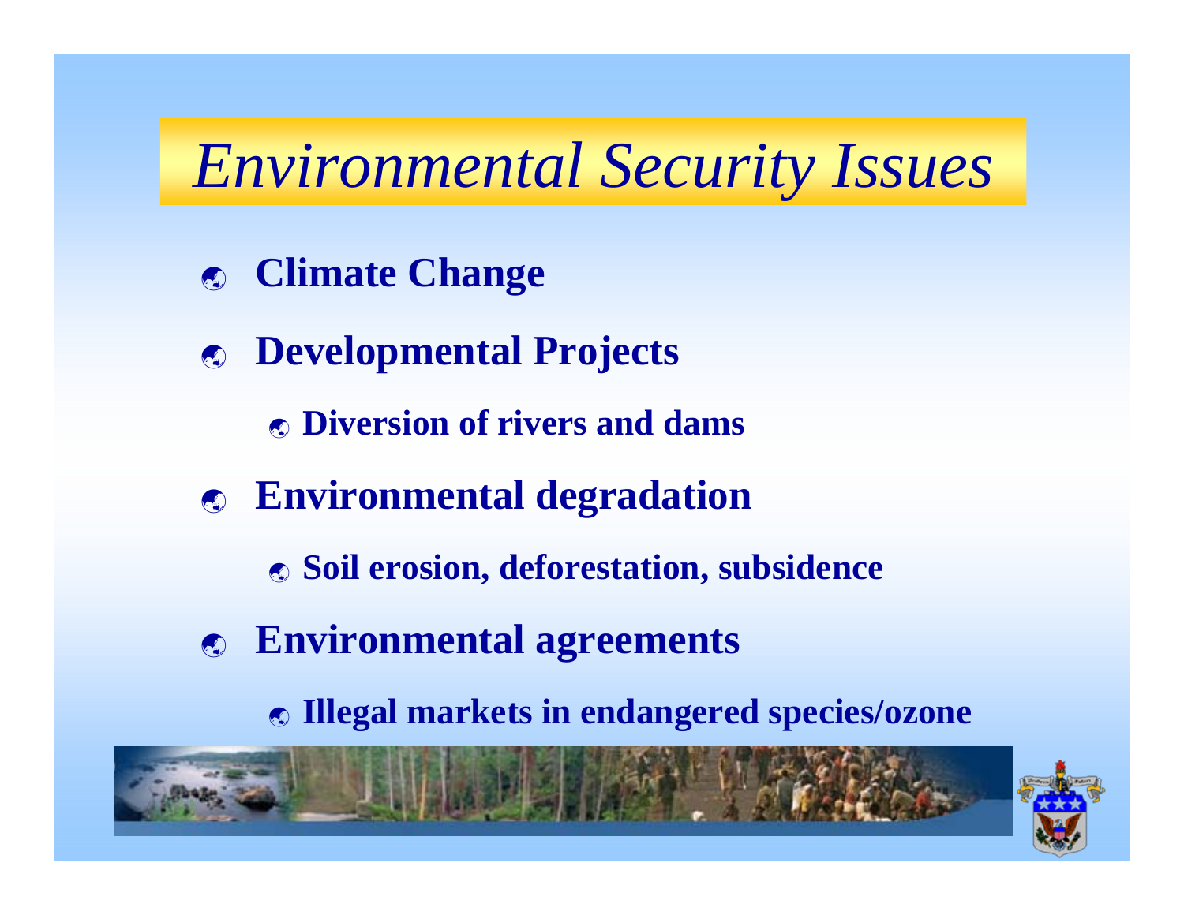# *Environmental Security Issues*

- **Climate Change**
- **Developmental Projects**
  - **Diversion of rivers and dams**
- **Environmental degradation**
  - **Soil erosion, deforestation, subsidence**
- **Environmental agreements**
  - **Illegal markets in endangered species/ozone**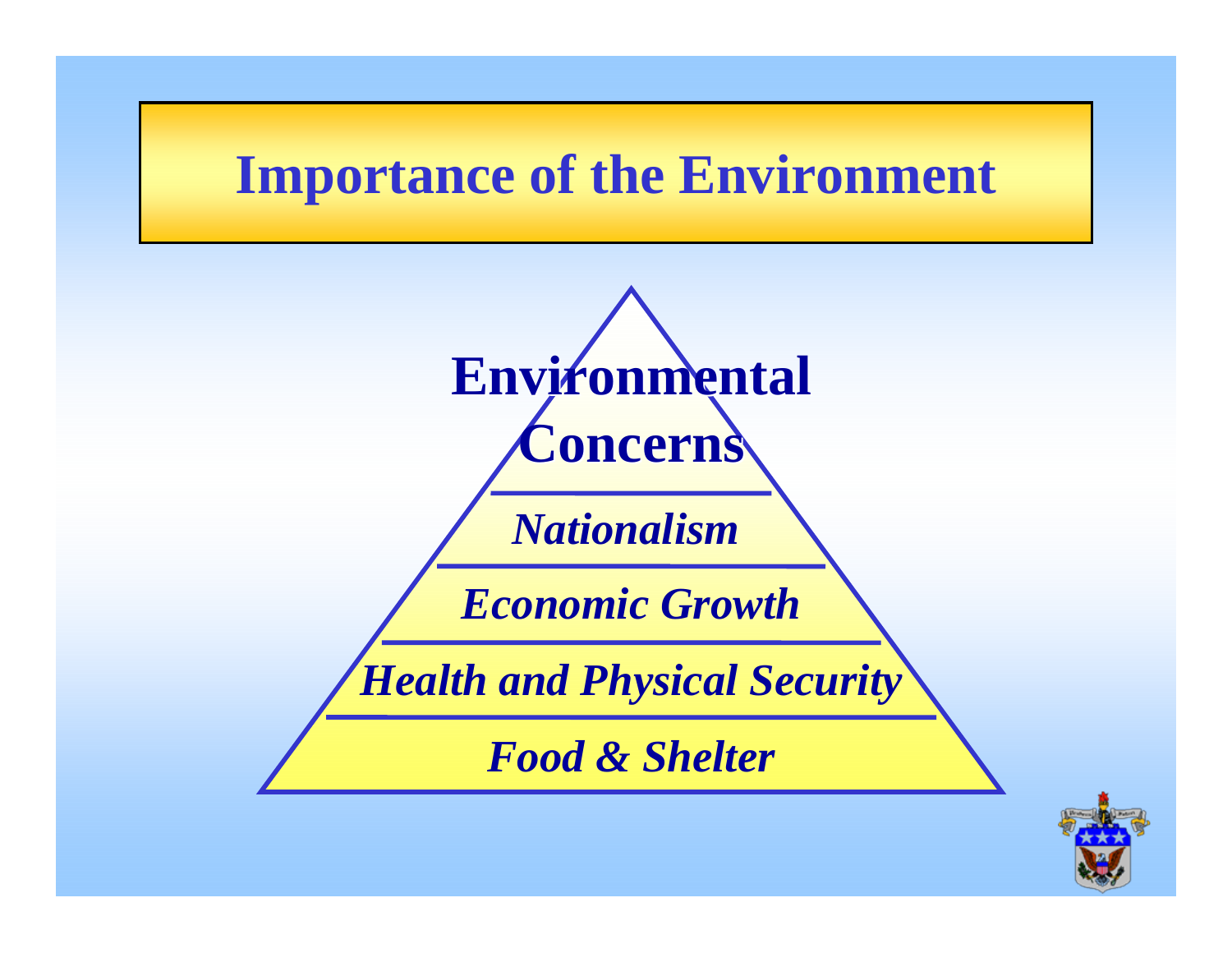# Importance of the Environment

**Environmental Concerns**

*Nationalism*

*Economic Growth*

*Health and Physical Security*

*Food & Shelter*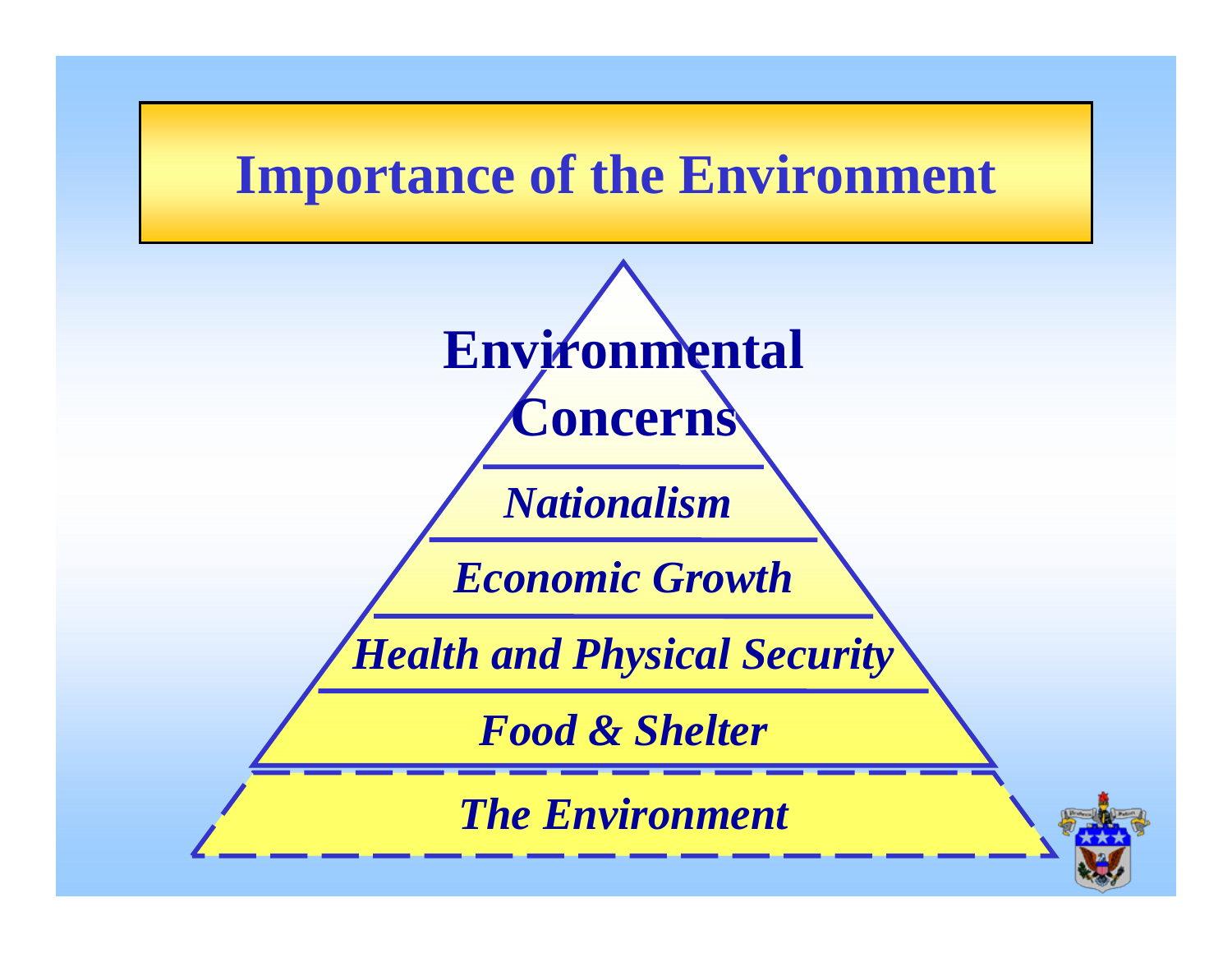# Importance of the Environment

**Environmental Concerns**

***Nationalism***

***Economic Growth***

***Health and Physical Security***

***Food & Shelter***

***The Environment***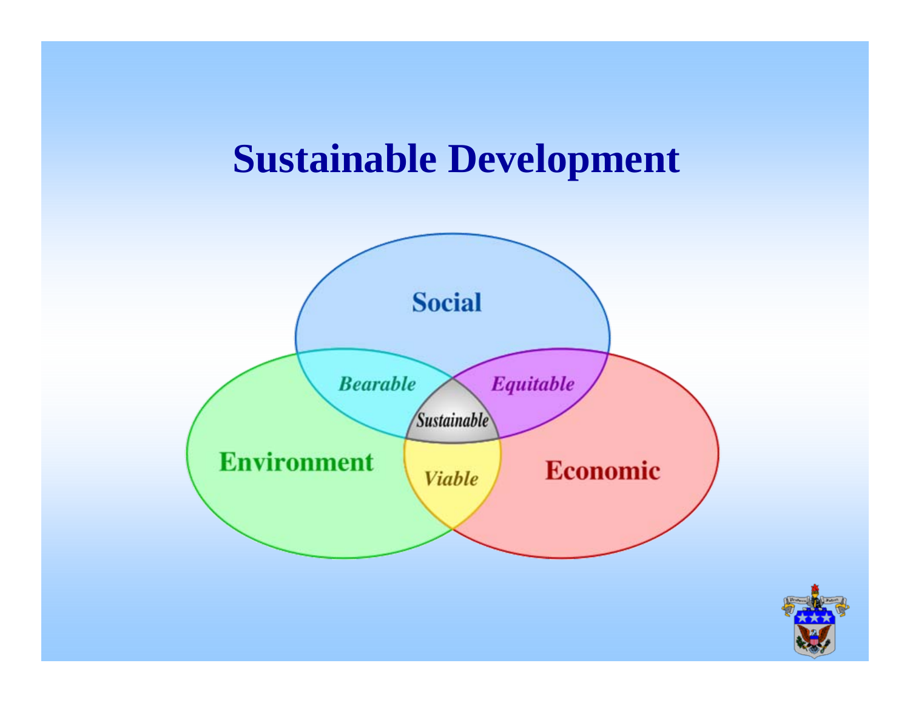# Sustainable Development

Social

Bearable

Equitable

Sustainable

Environment

Viable

Economic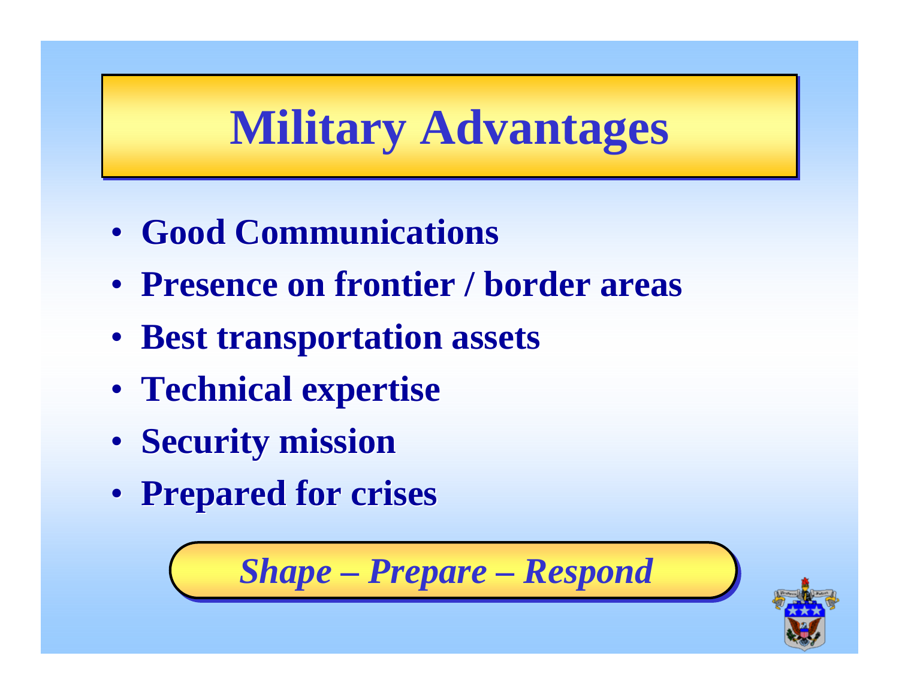# Military Advantages

- Good Communications
- Presence on frontier / border areas
- Best transportation assets
- Technical expertise
- Security mission
- Prepared for crises

*Shape – Prepare – Respond*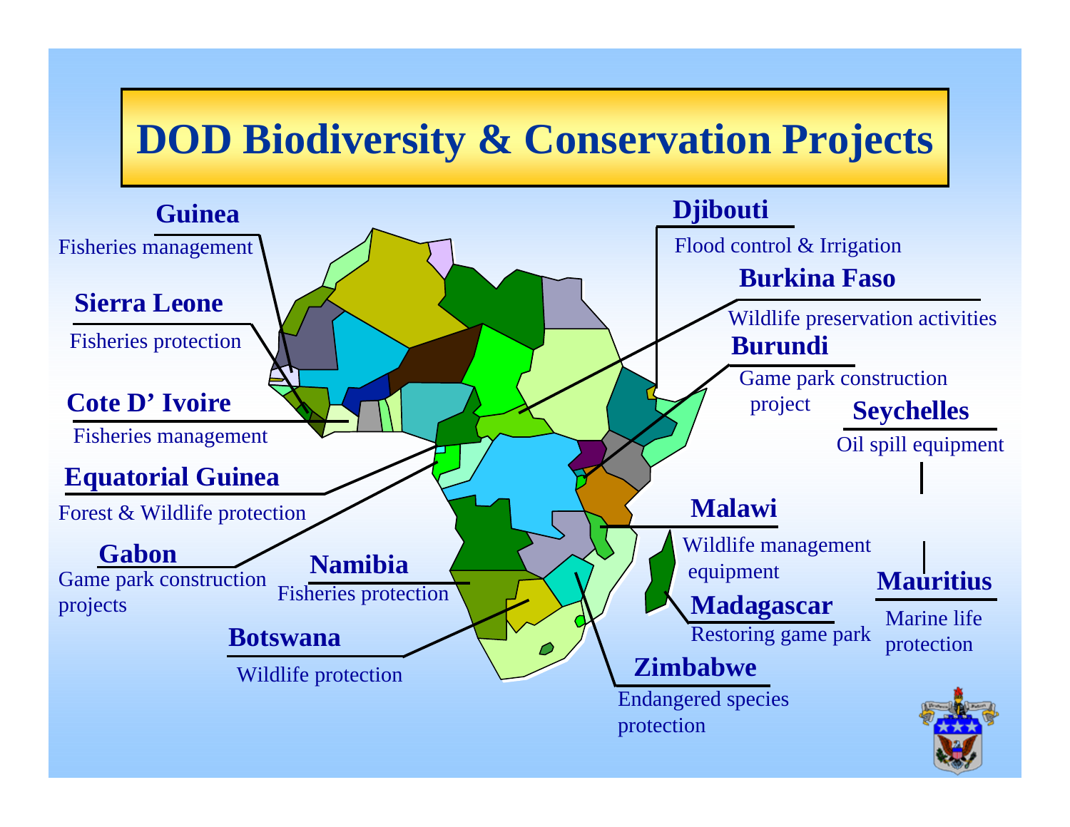# DOD Biodiversity & Conservation Projects

**Guinea**
Fisheries management

**Sierra Leone**
Fisheries protection

**Cote D' Ivoire**
Fisheries management

**Equatorial Guinea**
Forest & Wildlife protection

**Gabon**
Game park construction projects

**Namibia**
Fisheries protection

**Botswana**
Wildlife protection

**Djibouti**
Flood control & Irrigation

**Burkina Faso**
Wildlife preservation activities

**Burundi**
Game park construction project

**Seychelles**
Oil spill equipment

**Malawi**
Wildlife management equipment

**Madagascar**
Restoring game park

**Mauritius**
Marine life protection

**Zimbabwe**
Endangered species protection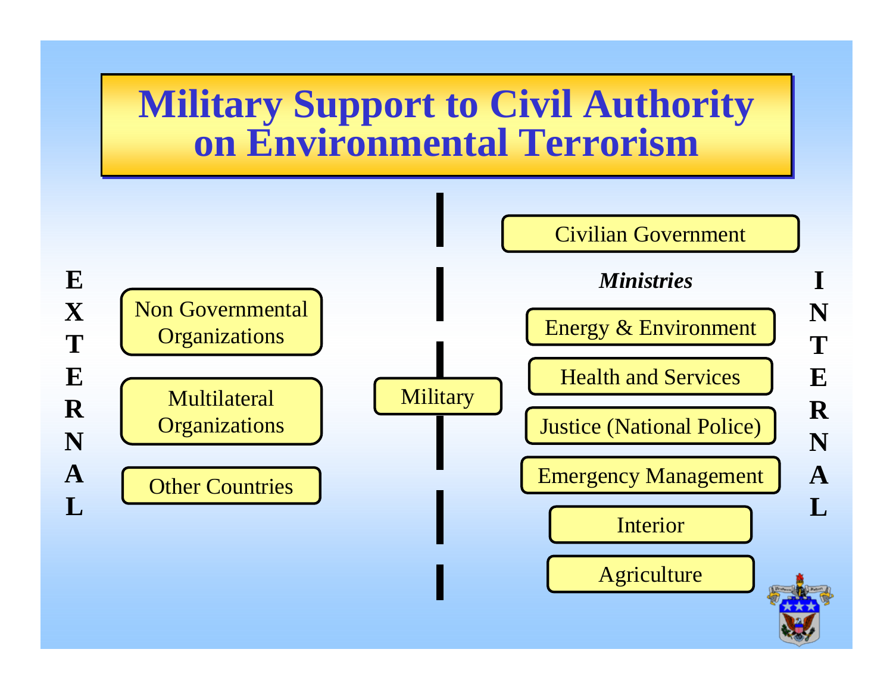# Military Support to Civil Authority on Environmental Terrorism

**EXTERNAL**

- Non Governmental Organizations
- Multilateral Organizations
- Other Countries

Military

**INTERNAL**

Civilian Government

***Ministries***

- Energy & Environment
- Health and Services
- Justice (National Police)
- Emergency Management
- Interior
- Agriculture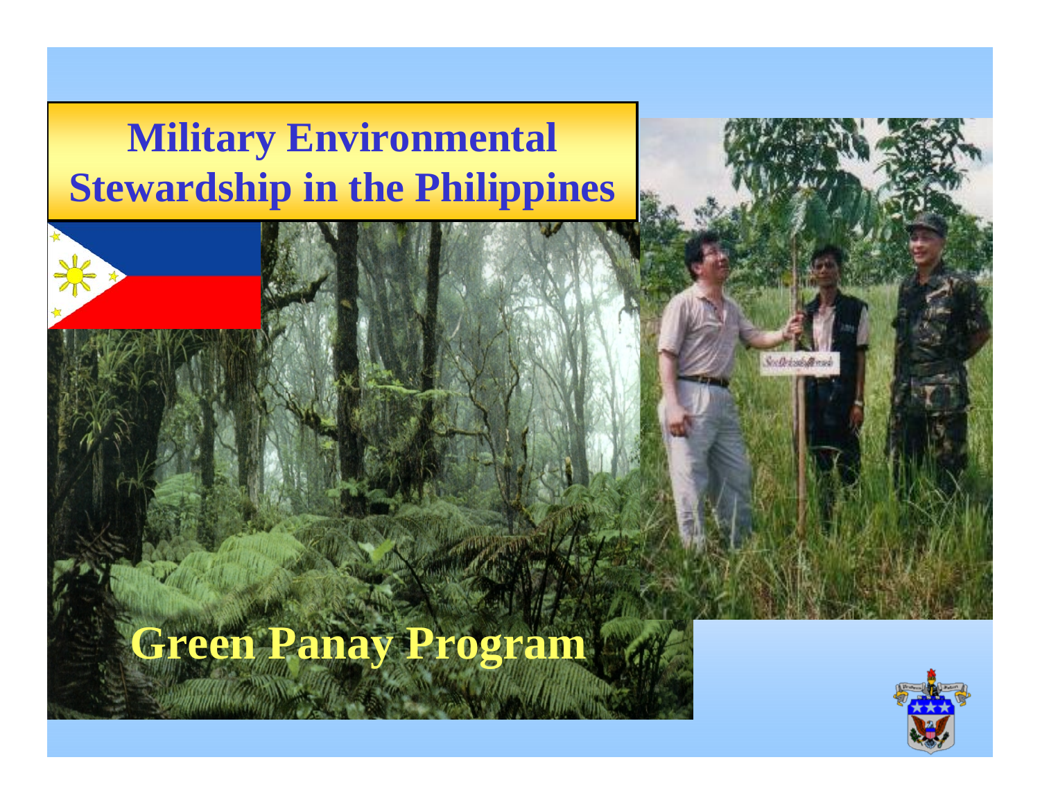# Military Environmental Stewardship in the Philippines

## Green Panay Program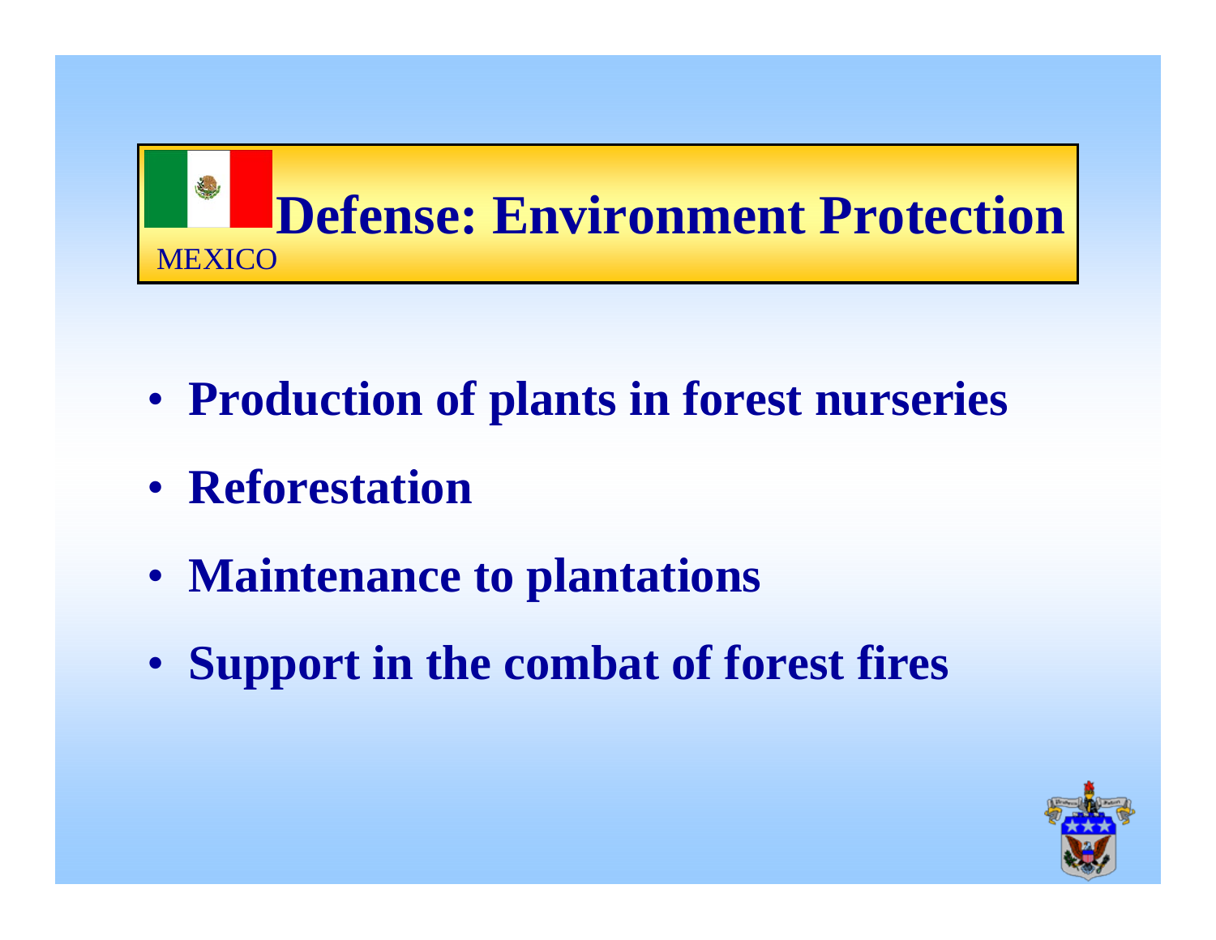# Defense: Environment Protection

MEXICO

- **Production of plants in forest nurseries**
- **Reforestation**
- **Maintenance to plantations**
- **Support in the combat of forest fires**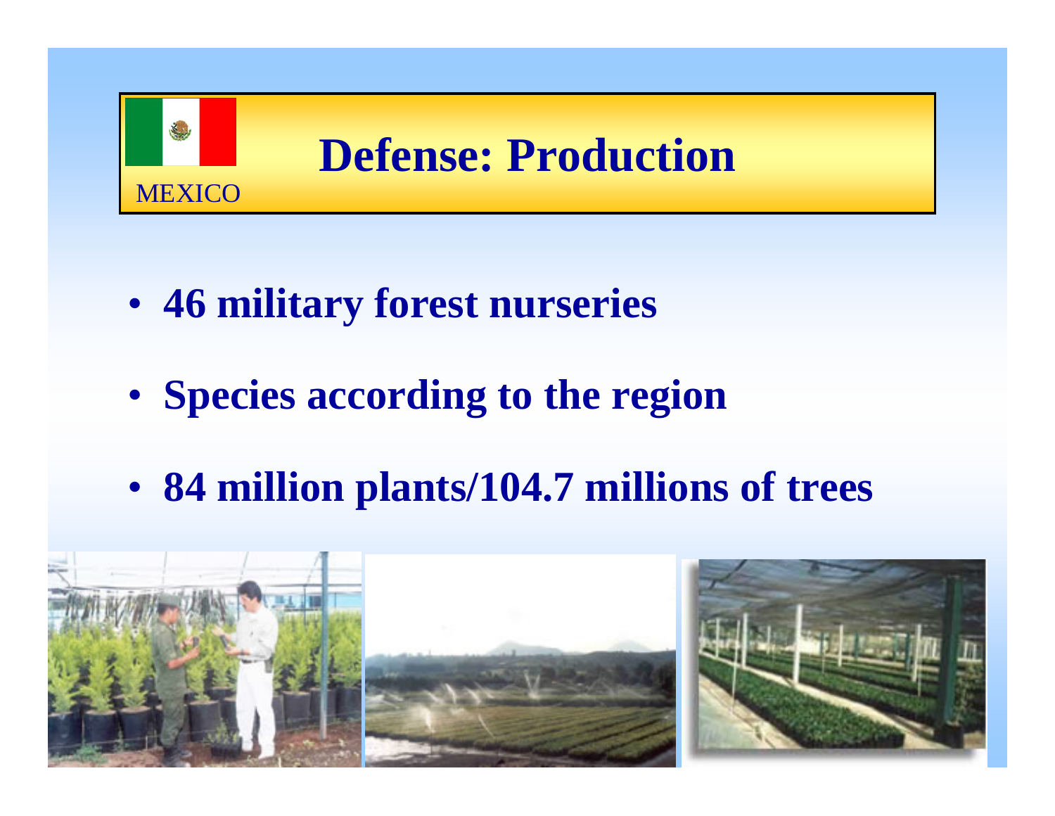MEXICO

# Defense: Production

- **46 military forest nurseries**
- **Species according to the region**
- **84 million plants/104.7 millions of trees**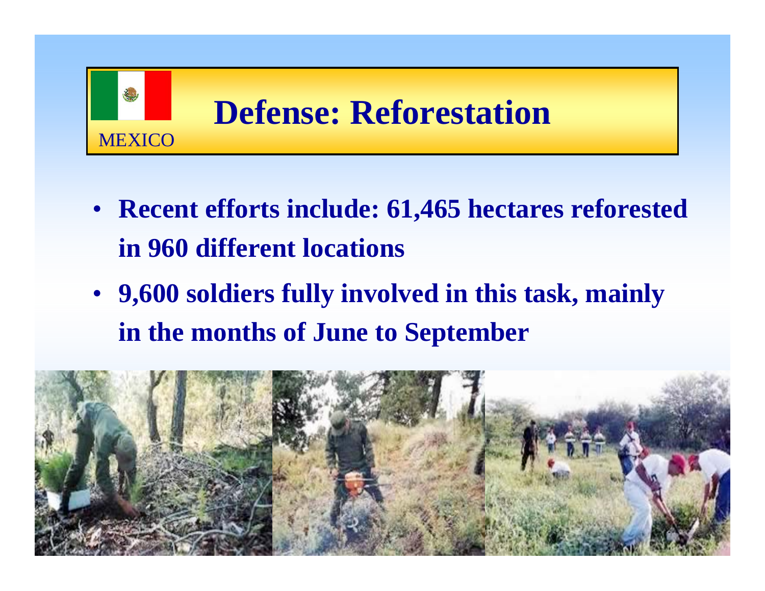MEXICO

# Defense: Reforestation

- **Recent efforts include: 61,465 hectares reforested in 960 different locations**
- **9,600 soldiers fully involved in this task, mainly in the months of June to September**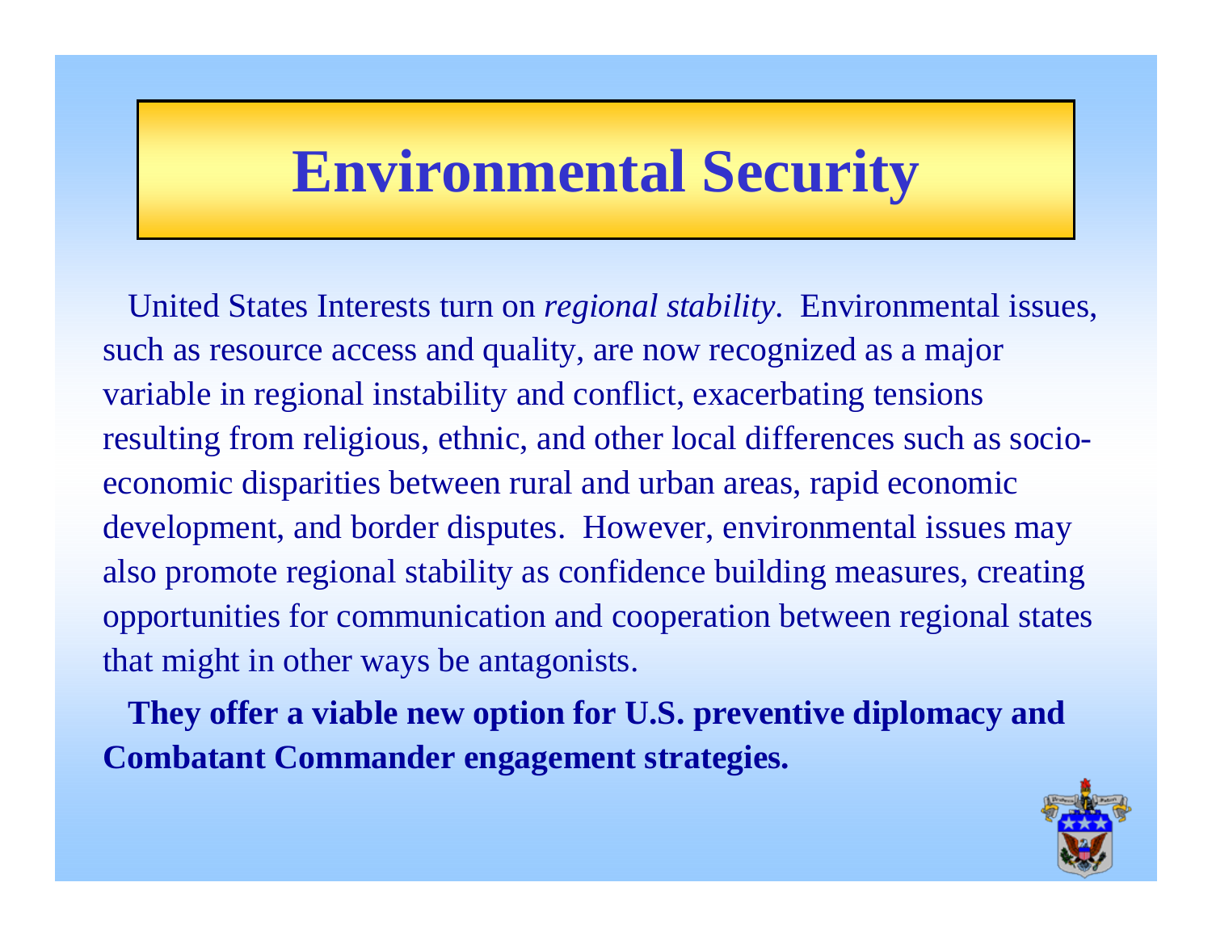# Environmental Security

United States Interests turn on *regional stability*. Environmental issues, such as resource access and quality, are now recognized as a major variable in regional instability and conflict, exacerbating tensions resulting from religious, ethnic, and other local differences such as socio-economic disparities between rural and urban areas, rapid economic development, and border disputes. However, environmental issues may also promote regional stability as confidence building measures, creating opportunities for communication and cooperation between regional states that might in other ways be antagonists.

**They offer a viable new option for U.S. preventive diplomacy and Combatant Commander engagement strategies.**